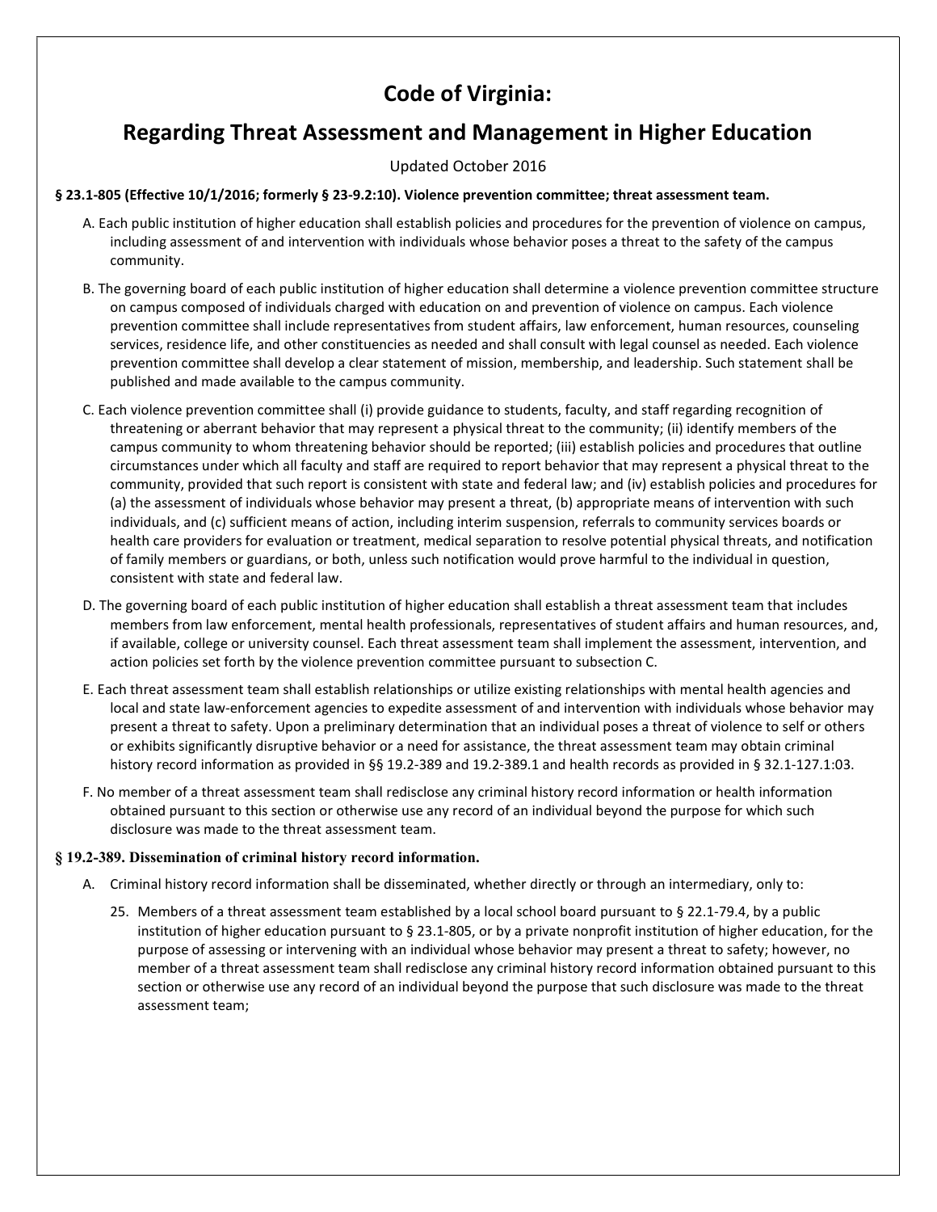# Code of Virginia:

## Regarding Threat Assessment and Management in Higher Education

Updated October 2016

**§ 23.1-805 (Effective 10/1/2016; formerly § 23-9.2:10). Violence prevention committee; threat assessment team.**

A. Each public institution of higher education shall establish policies and procedures for the prevention of violence on campus, including assessment of and intervention with individuals whose behavior poses a threat to the safety of the campus community.

B. The governing board of each public institution of higher education shall determine a violence prevention committee structure on campus composed of individuals charged with education on and prevention of violence on campus. Each violence prevention committee shall include representatives from student affairs, law enforcement, human resources, counseling services, residence life, and other constituencies as needed and shall consult with legal counsel as needed. Each violence prevention committee shall develop a clear statement of mission, membership, and leadership. Such statement shall be published and made available to the campus community.

C. Each violence prevention committee shall (i) provide guidance to students, faculty, and staff regarding recognition of threatening or aberrant behavior that may represent a physical threat to the community; (ii) identify members of the campus community to whom threatening behavior should be reported; (iii) establish policies and procedures that outline circumstances under which all faculty and staff are required to report behavior that may represent a physical threat to the community, provided that such report is consistent with state and federal law; and (iv) establish policies and procedures for (a) the assessment of individuals whose behavior may present a threat, (b) appropriate means of intervention with such individuals, and (c) sufficient means of action, including interim suspension, referrals to community services boards or health care providers for evaluation or treatment, medical separation to resolve potential physical threats, and notification of family members or guardians, or both, unless such notification would prove harmful to the individual in question, consistent with state and federal law.

D. The governing board of each public institution of higher education shall establish a threat assessment team that includes members from law enforcement, mental health professionals, representatives of student affairs and human resources, and, if available, college or university counsel. Each threat assessment team shall implement the assessment, intervention, and action policies set forth by the violence prevention committee pursuant to subsection C.

E. Each threat assessment team shall establish relationships or utilize existing relationships with mental health agencies and local and state law-enforcement agencies to expedite assessment of and intervention with individuals whose behavior may present a threat to safety. Upon a preliminary determination that an individual poses a threat of violence to self or others or exhibits significantly disruptive behavior or a need for assistance, the threat assessment team may obtain criminal history record information as provided in §§ 19.2-389 and 19.2-389.1 and health records as provided in § 32.1-127.1:03.

F. No member of a threat assessment team shall redisclose any criminal history record information or health information obtained pursuant to this section or otherwise use any record of an individual beyond the purpose for which such disclosure was made to the threat assessment team.

**§ 19.2-389. Dissemination of criminal history record information.**

A. Criminal history record information shall be disseminated, whether directly or through an intermediary, only to:

25. Members of a threat assessment team established by a local school board pursuant to § 22.1-79.4, by a public institution of higher education pursuant to § 23.1-805, or by a private nonprofit institution of higher education, for the purpose of assessing or intervening with an individual whose behavior may present a threat to safety; however, no member of a threat assessment team shall redisclose any criminal history record information obtained pursuant to this section or otherwise use any record of an individual beyond the purpose that such disclosure was made to the threat assessment team;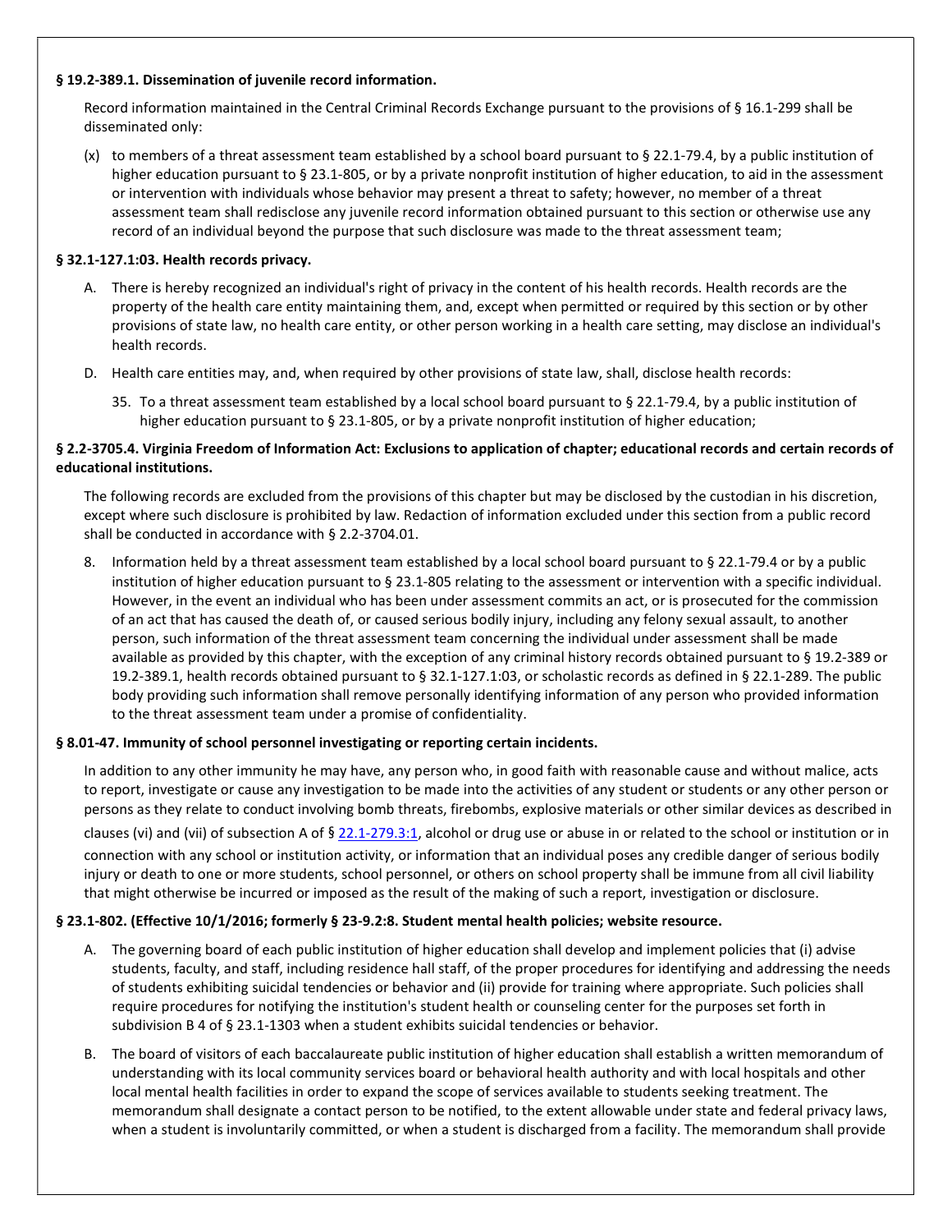**§ 19.2-389.1. Dissemination of juvenile record information.**

Record information maintained in the Central Criminal Records Exchange pursuant to the provisions of § 16.1-299 shall be disseminated only:

(x) to members of a threat assessment team established by a school board pursuant to § 22.1-79.4, by a public institution of higher education pursuant to § 23.1-805, or by a private nonprofit institution of higher education, to aid in the assessment or intervention with individuals whose behavior may present a threat to safety; however, no member of a threat assessment team shall redisclose any juvenile record information obtained pursuant to this section or otherwise use any record of an individual beyond the purpose that such disclosure was made to the threat assessment team;

**§ 32.1-127.1:03. Health records privacy.**

A. There is hereby recognized an individual's right of privacy in the content of his health records. Health records are the property of the health care entity maintaining them, and, except when permitted or required by this section or by other provisions of state law, no health care entity, or other person working in a health care setting, may disclose an individual's health records.

D. Health care entities may, and, when required by other provisions of state law, shall, disclose health records:

35. To a threat assessment team established by a local school board pursuant to § 22.1-79.4, by a public institution of higher education pursuant to § 23.1-805, or by a private nonprofit institution of higher education;

**§ 2.2-3705.4. Virginia Freedom of Information Act: Exclusions to application of chapter; educational records and certain records of educational institutions.**

The following records are excluded from the provisions of this chapter but may be disclosed by the custodian in his discretion, except where such disclosure is prohibited by law. Redaction of information excluded under this section from a public record shall be conducted in accordance with § 2.2-3704.01.

8. Information held by a threat assessment team established by a local school board pursuant to § 22.1-79.4 or by a public institution of higher education pursuant to § 23.1-805 relating to the assessment or intervention with a specific individual. However, in the event an individual who has been under assessment commits an act, or is prosecuted for the commission of an act that has caused the death of, or caused serious bodily injury, including any felony sexual assault, to another person, such information of the threat assessment team concerning the individual under assessment shall be made available as provided by this chapter, with the exception of any criminal history records obtained pursuant to § 19.2-389 or 19.2-389.1, health records obtained pursuant to § 32.1-127.1:03, or scholastic records as defined in § 22.1-289. The public body providing such information shall remove personally identifying information of any person who provided information to the threat assessment team under a promise of confidentiality.

**§ 8.01-47. Immunity of school personnel investigating or reporting certain incidents.**

In addition to any other immunity he may have, any person who, in good faith with reasonable cause and without malice, acts to report, investigate or cause any investigation to be made into the activities of any student or students or any other person or persons as they relate to conduct involving bomb threats, firebombs, explosive materials or other similar devices as described in clauses (vi) and (vii) of subsection A of § 22.1-279.3:1, alcohol or drug use or abuse in or related to the school or institution or in connection with any school or institution activity, or information that an individual poses any credible danger of serious bodily injury or death to one or more students, school personnel, or others on school property shall be immune from all civil liability that might otherwise be incurred or imposed as the result of the making of such a report, investigation or disclosure.

**§ 23.1-802. (Effective 10/1/2016; formerly § 23-9.2:8. Student mental health policies; website resource.**

A. The governing board of each public institution of higher education shall develop and implement policies that (i) advise students, faculty, and staff, including residence hall staff, of the proper procedures for identifying and addressing the needs of students exhibiting suicidal tendencies or behavior and (ii) provide for training where appropriate. Such policies shall require procedures for notifying the institution's student health or counseling center for the purposes set forth in subdivision B 4 of § 23.1-1303 when a student exhibits suicidal tendencies or behavior.

B. The board of visitors of each baccalaureate public institution of higher education shall establish a written memorandum of understanding with its local community services board or behavioral health authority and with local hospitals and other local mental health facilities in order to expand the scope of services available to students seeking treatment. The memorandum shall designate a contact person to be notified, to the extent allowable under state and federal privacy laws, when a student is involuntarily committed, or when a student is discharged from a facility. The memorandum shall provide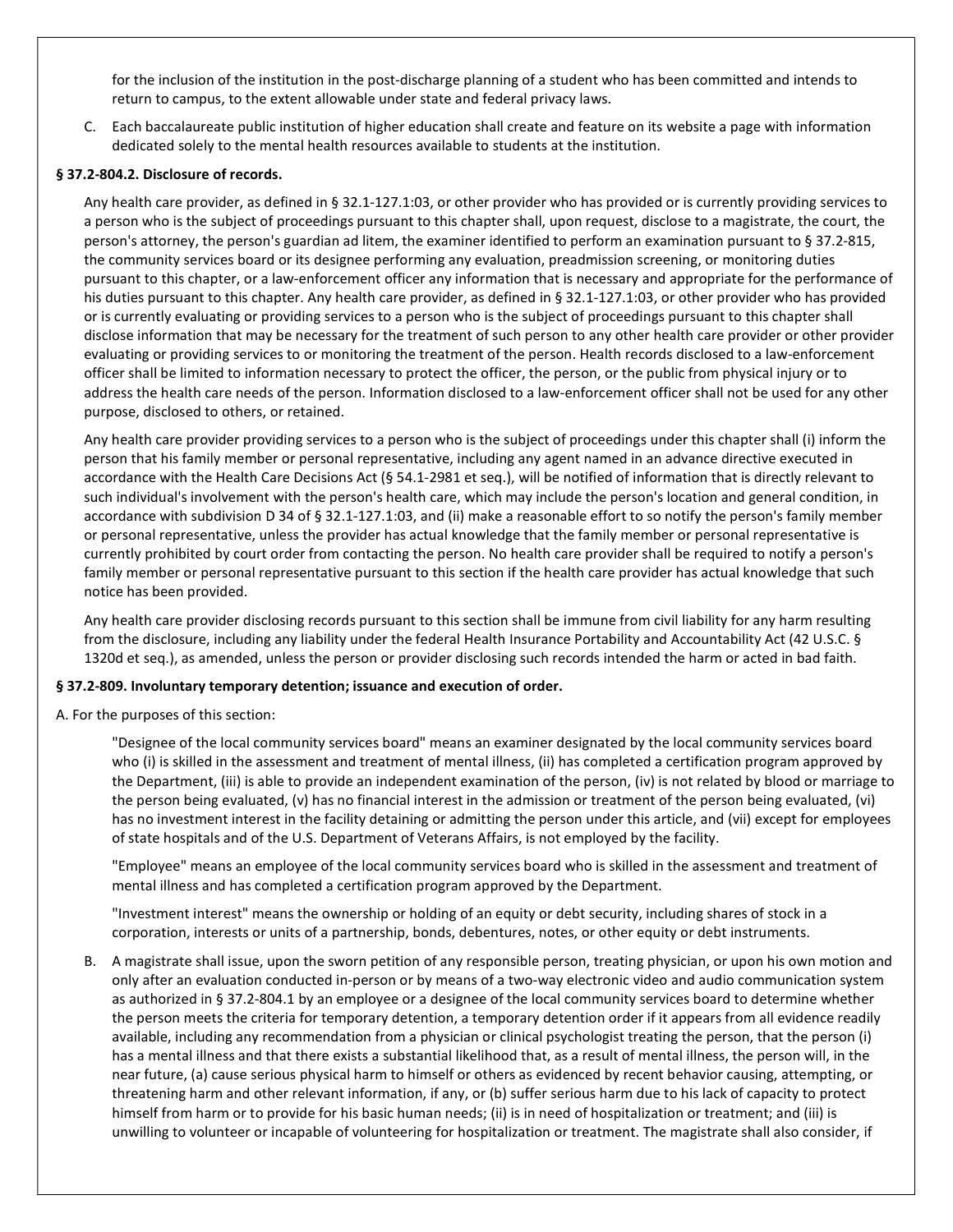for the inclusion of the institution in the post-discharge planning of a student who has been committed and intends to return to campus, to the extent allowable under state and federal privacy laws.

C. Each baccalaureate public institution of higher education shall create and feature on its website a page with information dedicated solely to the mental health resources available to students at the institution.

**§ 37.2-804.2. Disclosure of records.**

Any health care provider, as defined in § 32.1-127.1:03, or other provider who has provided or is currently providing services to a person who is the subject of proceedings pursuant to this chapter shall, upon request, disclose to a magistrate, the court, the person's attorney, the person's guardian ad litem, the examiner identified to perform an examination pursuant to § 37.2-815, the community services board or its designee performing any evaluation, preadmission screening, or monitoring duties pursuant to this chapter, or a law-enforcement officer any information that is necessary and appropriate for the performance of his duties pursuant to this chapter. Any health care provider, as defined in § 32.1-127.1:03, or other provider who has provided or is currently evaluating or providing services to a person who is the subject of proceedings pursuant to this chapter shall disclose information that may be necessary for the treatment of such person to any other health care provider or other provider evaluating or providing services to or monitoring the treatment of the person. Health records disclosed to a law-enforcement officer shall be limited to information necessary to protect the officer, the person, or the public from physical injury or to address the health care needs of the person. Information disclosed to a law-enforcement officer shall not be used for any other purpose, disclosed to others, or retained.

Any health care provider providing services to a person who is the subject of proceedings under this chapter shall (i) inform the person that his family member or personal representative, including any agent named in an advance directive executed in accordance with the Health Care Decisions Act (§ 54.1-2981 et seq.), will be notified of information that is directly relevant to such individual's involvement with the person's health care, which may include the person's location and general condition, in accordance with subdivision D 34 of § 32.1-127.1:03, and (ii) make a reasonable effort to so notify the person's family member or personal representative, unless the provider has actual knowledge that the family member or personal representative is currently prohibited by court order from contacting the person. No health care provider shall be required to notify a person's family member or personal representative pursuant to this section if the health care provider has actual knowledge that such notice has been provided.

Any health care provider disclosing records pursuant to this section shall be immune from civil liability for any harm resulting from the disclosure, including any liability under the federal Health Insurance Portability and Accountability Act (42 U.S.C. § 1320d et seq.), as amended, unless the person or provider disclosing such records intended the harm or acted in bad faith.

**§ 37.2-809. Involuntary temporary detention; issuance and execution of order.**

A. For the purposes of this section:

"Designee of the local community services board" means an examiner designated by the local community services board who (i) is skilled in the assessment and treatment of mental illness, (ii) has completed a certification program approved by the Department, (iii) is able to provide an independent examination of the person, (iv) is not related by blood or marriage to the person being evaluated, (v) has no financial interest in the admission or treatment of the person being evaluated, (vi) has no investment interest in the facility detaining or admitting the person under this article, and (vii) except for employees of state hospitals and of the U.S. Department of Veterans Affairs, is not employed by the facility.

"Employee" means an employee of the local community services board who is skilled in the assessment and treatment of mental illness and has completed a certification program approved by the Department.

"Investment interest" means the ownership or holding of an equity or debt security, including shares of stock in a corporation, interests or units of a partnership, bonds, debentures, notes, or other equity or debt instruments.

B. A magistrate shall issue, upon the sworn petition of any responsible person, treating physician, or upon his own motion and only after an evaluation conducted in-person or by means of a two-way electronic video and audio communication system as authorized in § 37.2-804.1 by an employee or a designee of the local community services board to determine whether the person meets the criteria for temporary detention, a temporary detention order if it appears from all evidence readily available, including any recommendation from a physician or clinical psychologist treating the person, that the person (i) has a mental illness and that there exists a substantial likelihood that, as a result of mental illness, the person will, in the near future, (a) cause serious physical harm to himself or others as evidenced by recent behavior causing, attempting, or threatening harm and other relevant information, if any, or (b) suffer serious harm due to his lack of capacity to protect himself from harm or to provide for his basic human needs; (ii) is in need of hospitalization or treatment; and (iii) is unwilling to volunteer or incapable of volunteering for hospitalization or treatment. The magistrate shall also consider, if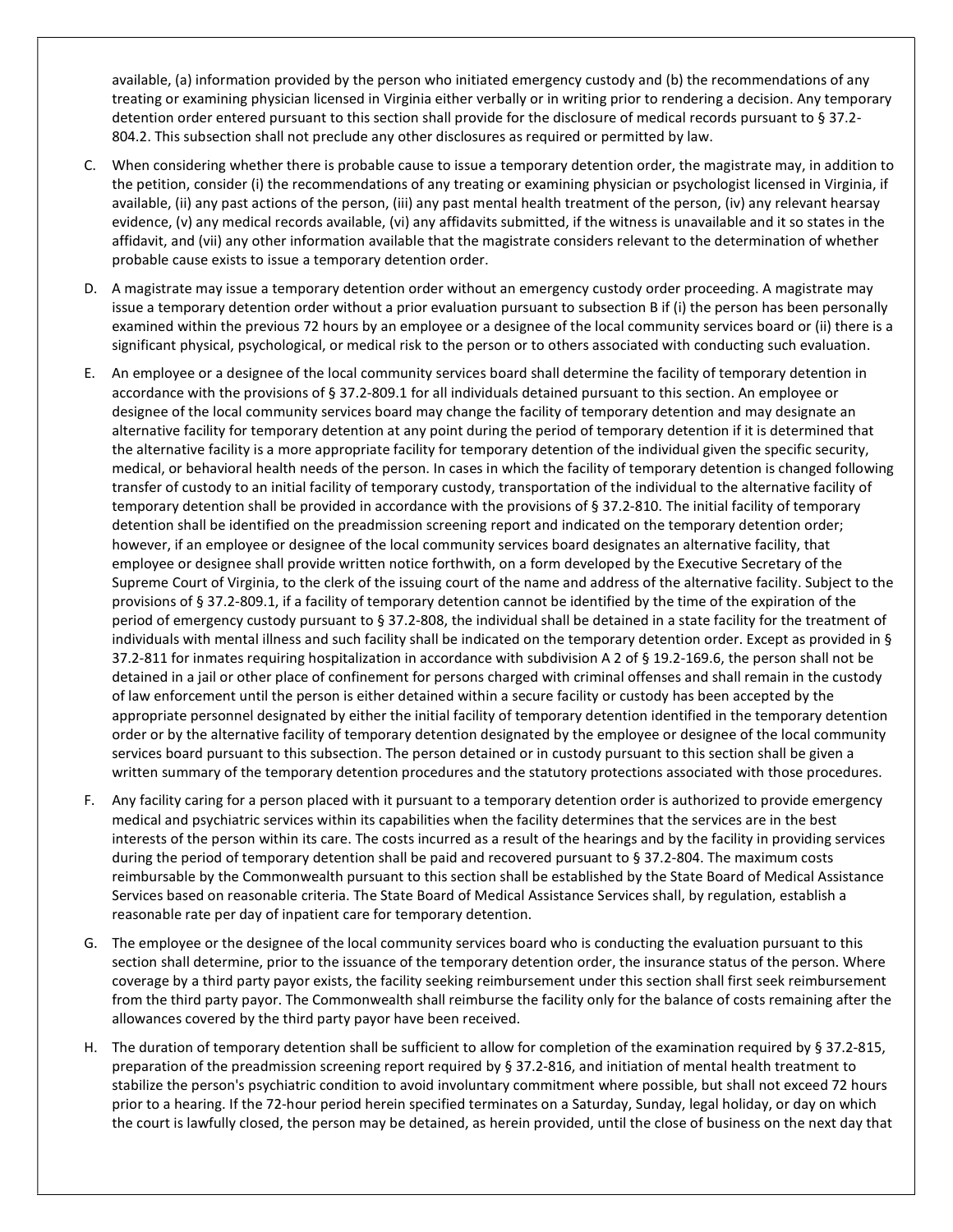available, (a) information provided by the person who initiated emergency custody and (b) the recommendations of any treating or examining physician licensed in Virginia either verbally or in writing prior to rendering a decision. Any temporary detention order entered pursuant to this section shall provide for the disclosure of medical records pursuant to § 37.2-804.2. This subsection shall not preclude any other disclosures as required or permitted by law.

C. When considering whether there is probable cause to issue a temporary detention order, the magistrate may, in addition to the petition, consider (i) the recommendations of any treating or examining physician or psychologist licensed in Virginia, if available, (ii) any past actions of the person, (iii) any past mental health treatment of the person, (iv) any relevant hearsay evidence, (v) any medical records available, (vi) any affidavits submitted, if the witness is unavailable and it so states in the affidavit, and (vii) any other information available that the magistrate considers relevant to the determination of whether probable cause exists to issue a temporary detention order.

D. A magistrate may issue a temporary detention order without an emergency custody order proceeding. A magistrate may issue a temporary detention order without a prior evaluation pursuant to subsection B if (i) the person has been personally examined within the previous 72 hours by an employee or a designee of the local community services board or (ii) there is a significant physical, psychological, or medical risk to the person or to others associated with conducting such evaluation.

E. An employee or a designee of the local community services board shall determine the facility of temporary detention in accordance with the provisions of § 37.2-809.1 for all individuals detained pursuant to this section. An employee or designee of the local community services board may change the facility of temporary detention and may designate an alternative facility for temporary detention at any point during the period of temporary detention if it is determined that the alternative facility is a more appropriate facility for temporary detention of the individual given the specific security, medical, or behavioral health needs of the person. In cases in which the facility of temporary detention is changed following transfer of custody to an initial facility of temporary custody, transportation of the individual to the alternative facility of temporary detention shall be provided in accordance with the provisions of § 37.2-810. The initial facility of temporary detention shall be identified on the preadmission screening report and indicated on the temporary detention order; however, if an employee or designee of the local community services board designates an alternative facility, that employee or designee shall provide written notice forthwith, on a form developed by the Executive Secretary of the Supreme Court of Virginia, to the clerk of the issuing court of the name and address of the alternative facility. Subject to the provisions of § 37.2-809.1, if a facility of temporary detention cannot be identified by the time of the expiration of the period of emergency custody pursuant to § 37.2-808, the individual shall be detained in a state facility for the treatment of individuals with mental illness and such facility shall be indicated on the temporary detention order. Except as provided in § 37.2-811 for inmates requiring hospitalization in accordance with subdivision A 2 of § 19.2-169.6, the person shall not be detained in a jail or other place of confinement for persons charged with criminal offenses and shall remain in the custody of law enforcement until the person is either detained within a secure facility or custody has been accepted by the appropriate personnel designated by either the initial facility of temporary detention identified in the temporary detention order or by the alternative facility of temporary detention designated by the employee or designee of the local community services board pursuant to this subsection. The person detained or in custody pursuant to this section shall be given a written summary of the temporary detention procedures and the statutory protections associated with those procedures.

F. Any facility caring for a person placed with it pursuant to a temporary detention order is authorized to provide emergency medical and psychiatric services within its capabilities when the facility determines that the services are in the best interests of the person within its care. The costs incurred as a result of the hearings and by the facility in providing services during the period of temporary detention shall be paid and recovered pursuant to § 37.2-804. The maximum costs reimbursable by the Commonwealth pursuant to this section shall be established by the State Board of Medical Assistance Services based on reasonable criteria. The State Board of Medical Assistance Services shall, by regulation, establish a reasonable rate per day of inpatient care for temporary detention.

G. The employee or the designee of the local community services board who is conducting the evaluation pursuant to this section shall determine, prior to the issuance of the temporary detention order, the insurance status of the person. Where coverage by a third party payor exists, the facility seeking reimbursement under this section shall first seek reimbursement from the third party payor. The Commonwealth shall reimburse the facility only for the balance of costs remaining after the allowances covered by the third party payor have been received.

H. The duration of temporary detention shall be sufficient to allow for completion of the examination required by § 37.2-815, preparation of the preadmission screening report required by § 37.2-816, and initiation of mental health treatment to stabilize the person's psychiatric condition to avoid involuntary commitment where possible, but shall not exceed 72 hours prior to a hearing. If the 72-hour period herein specified terminates on a Saturday, Sunday, legal holiday, or day on which the court is lawfully closed, the person may be detained, as herein provided, until the close of business on the next day that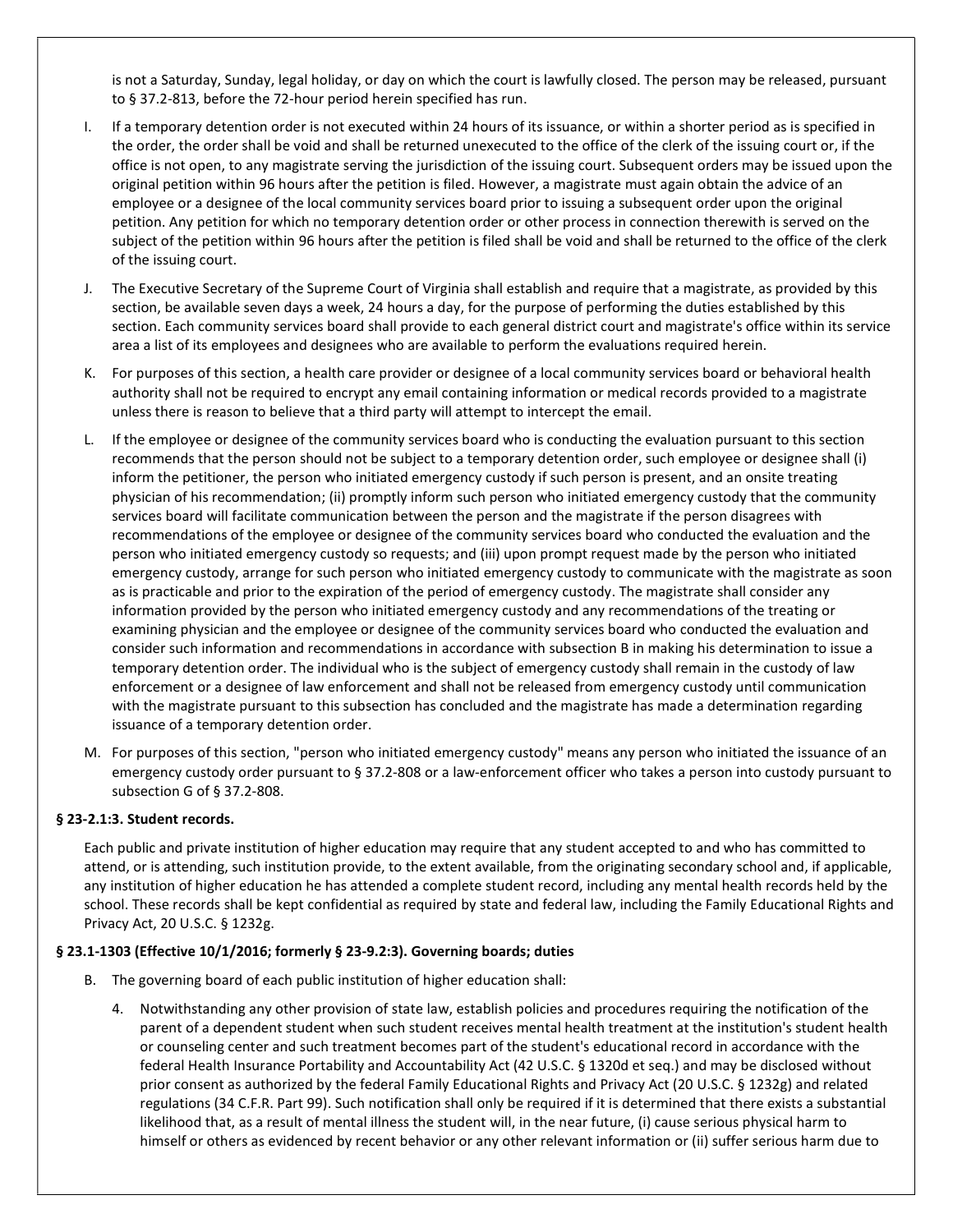is not a Saturday, Sunday, legal holiday, or day on which the court is lawfully closed. The person may be released, pursuant to § 37.2-813, before the 72-hour period herein specified has run.

I. If a temporary detention order is not executed within 24 hours of its issuance, or within a shorter period as is specified in the order, the order shall be void and shall be returned unexecuted to the office of the clerk of the issuing court or, if the office is not open, to any magistrate serving the jurisdiction of the issuing court. Subsequent orders may be issued upon the original petition within 96 hours after the petition is filed. However, a magistrate must again obtain the advice of an employee or a designee of the local community services board prior to issuing a subsequent order upon the original petition. Any petition for which no temporary detention order or other process in connection therewith is served on the subject of the petition within 96 hours after the petition is filed shall be void and shall be returned to the office of the clerk of the issuing court.

J. The Executive Secretary of the Supreme Court of Virginia shall establish and require that a magistrate, as provided by this section, be available seven days a week, 24 hours a day, for the purpose of performing the duties established by this section. Each community services board shall provide to each general district court and magistrate's office within its service area a list of its employees and designees who are available to perform the evaluations required herein.

K. For purposes of this section, a health care provider or designee of a local community services board or behavioral health authority shall not be required to encrypt any email containing information or medical records provided to a magistrate unless there is reason to believe that a third party will attempt to intercept the email.

L. If the employee or designee of the community services board who is conducting the evaluation pursuant to this section recommends that the person should not be subject to a temporary detention order, such employee or designee shall (i) inform the petitioner, the person who initiated emergency custody if such person is present, and an onsite treating physician of his recommendation; (ii) promptly inform such person who initiated emergency custody that the community services board will facilitate communication between the person and the magistrate if the person disagrees with recommendations of the employee or designee of the community services board who conducted the evaluation and the person who initiated emergency custody so requests; and (iii) upon prompt request made by the person who initiated emergency custody, arrange for such person who initiated emergency custody to communicate with the magistrate as soon as is practicable and prior to the expiration of the period of emergency custody. The magistrate shall consider any information provided by the person who initiated emergency custody and any recommendations of the treating or examining physician and the employee or designee of the community services board who conducted the evaluation and consider such information and recommendations in accordance with subsection B in making his determination to issue a temporary detention order. The individual who is the subject of emergency custody shall remain in the custody of law enforcement or a designee of law enforcement and shall not be released from emergency custody until communication with the magistrate pursuant to this subsection has concluded and the magistrate has made a determination regarding issuance of a temporary detention order.

M. For purposes of this section, "person who initiated emergency custody" means any person who initiated the issuance of an emergency custody order pursuant to § 37.2-808 or a law-enforcement officer who takes a person into custody pursuant to subsection G of § 37.2-808.

**§ 23-2.1:3. Student records.**

Each public and private institution of higher education may require that any student accepted to and who has committed to attend, or is attending, such institution provide, to the extent available, from the originating secondary school and, if applicable, any institution of higher education he has attended a complete student record, including any mental health records held by the school. These records shall be kept confidential as required by state and federal law, including the Family Educational Rights and Privacy Act, 20 U.S.C. § 1232g.

**§ 23.1-1303 (Effective 10/1/2016; formerly § 23-9.2:3). Governing boards; duties**

B. The governing board of each public institution of higher education shall:

4. Notwithstanding any other provision of state law, establish policies and procedures requiring the notification of the parent of a dependent student when such student receives mental health treatment at the institution's student health or counseling center and such treatment becomes part of the student's educational record in accordance with the federal Health Insurance Portability and Accountability Act (42 U.S.C. § 1320d et seq.) and may be disclosed without prior consent as authorized by the federal Family Educational Rights and Privacy Act (20 U.S.C. § 1232g) and related regulations (34 C.F.R. Part 99). Such notification shall only be required if it is determined that there exists a substantial likelihood that, as a result of mental illness the student will, in the near future, (i) cause serious physical harm to himself or others as evidenced by recent behavior or any other relevant information or (ii) suffer serious harm due to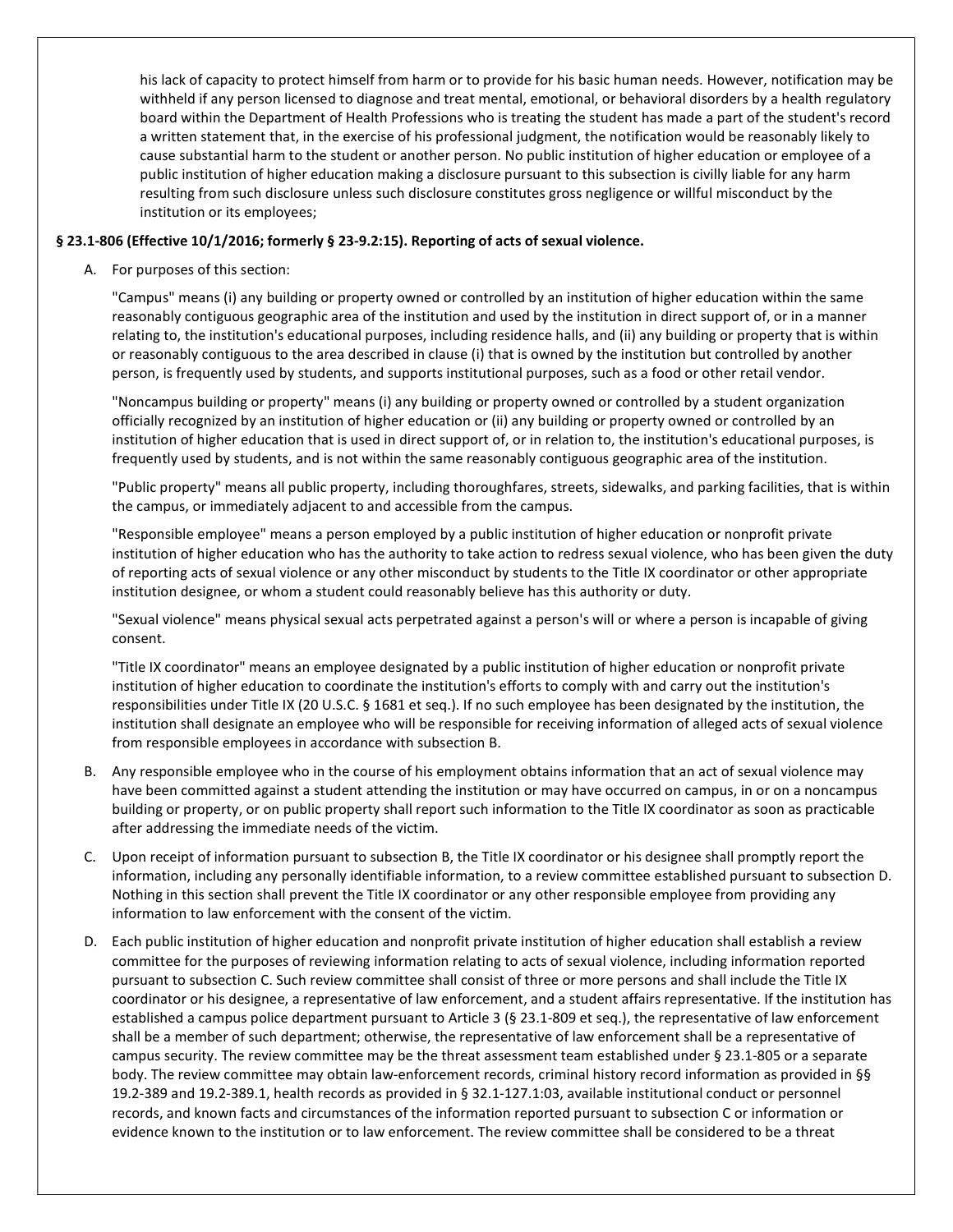his lack of capacity to protect himself from harm or to provide for his basic human needs. However, notification may be withheld if any person licensed to diagnose and treat mental, emotional, or behavioral disorders by a health regulatory board within the Department of Health Professions who is treating the student has made a part of the student's record a written statement that, in the exercise of his professional judgment, the notification would be reasonably likely to cause substantial harm to the student or another person. No public institution of higher education or employee of a public institution of higher education making a disclosure pursuant to this subsection is civilly liable for any harm resulting from such disclosure unless such disclosure constitutes gross negligence or willful misconduct by the institution or its employees;

**§ 23.1-806 (Effective 10/1/2016; formerly § 23-9.2:15). Reporting of acts of sexual violence.**

A. For purposes of this section:

   "Campus" means (i) any building or property owned or controlled by an institution of higher education within the same reasonably contiguous geographic area of the institution and used by the institution in direct support of, or in a manner relating to, the institution's educational purposes, including residence halls, and (ii) any building or property that is within or reasonably contiguous to the area described in clause (i) that is owned by the institution but controlled by another person, is frequently used by students, and supports institutional purposes, such as a food or other retail vendor.

   "Noncampus building or property" means (i) any building or property owned or controlled by a student organization officially recognized by an institution of higher education or (ii) any building or property owned or controlled by an institution of higher education that is used in direct support of, or in relation to, the institution's educational purposes, is frequently used by students, and is not within the same reasonably contiguous geographic area of the institution.

   "Public property" means all public property, including thoroughfares, streets, sidewalks, and parking facilities, that is within the campus, or immediately adjacent to and accessible from the campus.

   "Responsible employee" means a person employed by a public institution of higher education or nonprofit private institution of higher education who has the authority to take action to redress sexual violence, who has been given the duty of reporting acts of sexual violence or any other misconduct by students to the Title IX coordinator or other appropriate institution designee, or whom a student could reasonably believe has this authority or duty.

   "Sexual violence" means physical sexual acts perpetrated against a person's will or where a person is incapable of giving consent.

   "Title IX coordinator" means an employee designated by a public institution of higher education or nonprofit private institution of higher education to coordinate the institution's efforts to comply with and carry out the institution's responsibilities under Title IX (20 U.S.C. § 1681 et seq.). If no such employee has been designated by the institution, the institution shall designate an employee who will be responsible for receiving information of alleged acts of sexual violence from responsible employees in accordance with subsection B.

B. Any responsible employee who in the course of his employment obtains information that an act of sexual violence may have been committed against a student attending the institution or may have occurred on campus, in or on a noncampus building or property, or on public property shall report such information to the Title IX coordinator as soon as practicable after addressing the immediate needs of the victim.

C. Upon receipt of information pursuant to subsection B, the Title IX coordinator or his designee shall promptly report the information, including any personally identifiable information, to a review committee established pursuant to subsection D. Nothing in this section shall prevent the Title IX coordinator or any other responsible employee from providing any information to law enforcement with the consent of the victim.

D. Each public institution of higher education and nonprofit private institution of higher education shall establish a review committee for the purposes of reviewing information relating to acts of sexual violence, including information reported pursuant to subsection C. Such review committee shall consist of three or more persons and shall include the Title IX coordinator or his designee, a representative of law enforcement, and a student affairs representative. If the institution has established a campus police department pursuant to Article 3 (§ 23.1-809 et seq.), the representative of law enforcement shall be a member of such department; otherwise, the representative of law enforcement shall be a representative of campus security. The review committee may be the threat assessment team established under § 23.1-805 or a separate body. The review committee may obtain law-enforcement records, criminal history record information as provided in §§ 19.2-389 and 19.2-389.1, health records as provided in § 32.1-127.1:03, available institutional conduct or personnel records, and known facts and circumstances of the information reported pursuant to subsection C or information or evidence known to the institution or to law enforcement. The review committee shall be considered to be a threat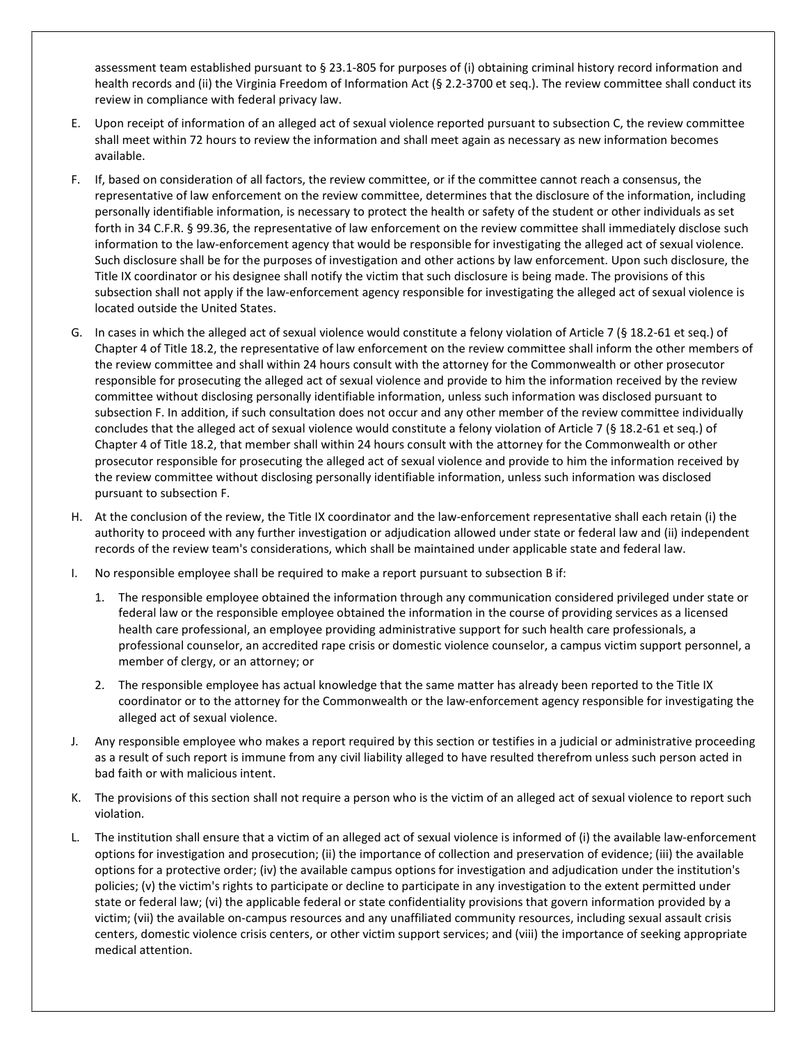assessment team established pursuant to § 23.1-805 for purposes of (i) obtaining criminal history record information and health records and (ii) the Virginia Freedom of Information Act (§ 2.2-3700 et seq.). The review committee shall conduct its review in compliance with federal privacy law.

E. Upon receipt of information of an alleged act of sexual violence reported pursuant to subsection C, the review committee shall meet within 72 hours to review the information and shall meet again as necessary as new information becomes available.

F. If, based on consideration of all factors, the review committee, or if the committee cannot reach a consensus, the representative of law enforcement on the review committee, determines that the disclosure of the information, including personally identifiable information, is necessary to protect the health or safety of the student or other individuals as set forth in 34 C.F.R. § 99.36, the representative of law enforcement on the review committee shall immediately disclose such information to the law-enforcement agency that would be responsible for investigating the alleged act of sexual violence. Such disclosure shall be for the purposes of investigation and other actions by law enforcement. Upon such disclosure, the Title IX coordinator or his designee shall notify the victim that such disclosure is being made. The provisions of this subsection shall not apply if the law-enforcement agency responsible for investigating the alleged act of sexual violence is located outside the United States.

G. In cases in which the alleged act of sexual violence would constitute a felony violation of Article 7 (§ 18.2-61 et seq.) of Chapter 4 of Title 18.2, the representative of law enforcement on the review committee shall inform the other members of the review committee and shall within 24 hours consult with the attorney for the Commonwealth or other prosecutor responsible for prosecuting the alleged act of sexual violence and provide to him the information received by the review committee without disclosing personally identifiable information, unless such information was disclosed pursuant to subsection F. In addition, if such consultation does not occur and any other member of the review committee individually concludes that the alleged act of sexual violence would constitute a felony violation of Article 7 (§ 18.2-61 et seq.) of Chapter 4 of Title 18.2, that member shall within 24 hours consult with the attorney for the Commonwealth or other prosecutor responsible for prosecuting the alleged act of sexual violence and provide to him the information received by the review committee without disclosing personally identifiable information, unless such information was disclosed pursuant to subsection F.

H. At the conclusion of the review, the Title IX coordinator and the law-enforcement representative shall each retain (i) the authority to proceed with any further investigation or adjudication allowed under state or federal law and (ii) independent records of the review team's considerations, which shall be maintained under applicable state and federal law.

I. No responsible employee shall be required to make a report pursuant to subsection B if:

   1. The responsible employee obtained the information through any communication considered privileged under state or federal law or the responsible employee obtained the information in the course of providing services as a licensed health care professional, an employee providing administrative support for such health care professionals, a professional counselor, an accredited rape crisis or domestic violence counselor, a campus victim support personnel, a member of clergy, or an attorney; or

   2. The responsible employee has actual knowledge that the same matter has already been reported to the Title IX coordinator or to the attorney for the Commonwealth or the law-enforcement agency responsible for investigating the alleged act of sexual violence.

J. Any responsible employee who makes a report required by this section or testifies in a judicial or administrative proceeding as a result of such report is immune from any civil liability alleged to have resulted therefrom unless such person acted in bad faith or with malicious intent.

K. The provisions of this section shall not require a person who is the victim of an alleged act of sexual violence to report such violation.

L. The institution shall ensure that a victim of an alleged act of sexual violence is informed of (i) the available law-enforcement options for investigation and prosecution; (ii) the importance of collection and preservation of evidence; (iii) the available options for a protective order; (iv) the available campus options for investigation and adjudication under the institution's policies; (v) the victim's rights to participate or decline to participate in any investigation to the extent permitted under state or federal law; (vi) the applicable federal or state confidentiality provisions that govern information provided by a victim; (vii) the available on-campus resources and any unaffiliated community resources, including sexual assault crisis centers, domestic violence crisis centers, or other victim support services; and (viii) the importance of seeking appropriate medical attention.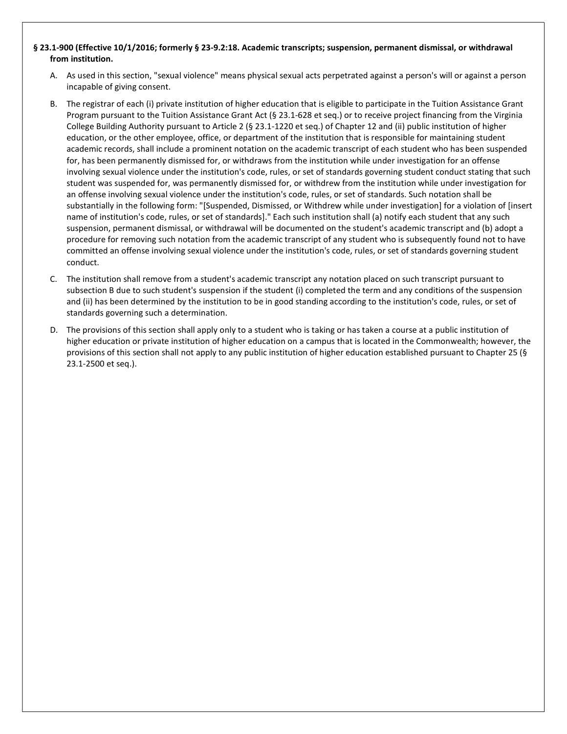**§ 23.1-900 (Effective 10/1/2016; formerly § 23-9.2:18. Academic transcripts; suspension, permanent dismissal, or withdrawal from institution.**

A. As used in this section, "sexual violence" means physical sexual acts perpetrated against a person's will or against a person incapable of giving consent.

B. The registrar of each (i) private institution of higher education that is eligible to participate in the Tuition Assistance Grant Program pursuant to the Tuition Assistance Grant Act (§ 23.1-628 et seq.) or to receive project financing from the Virginia College Building Authority pursuant to Article 2 (§ 23.1-1220 et seq.) of Chapter 12 and (ii) public institution of higher education, or the other employee, office, or department of the institution that is responsible for maintaining student academic records, shall include a prominent notation on the academic transcript of each student who has been suspended for, has been permanently dismissed for, or withdraws from the institution while under investigation for an offense involving sexual violence under the institution's code, rules, or set of standards governing student conduct stating that such student was suspended for, was permanently dismissed for, or withdrew from the institution while under investigation for an offense involving sexual violence under the institution's code, rules, or set of standards. Such notation shall be substantially in the following form: "[Suspended, Dismissed, or Withdrew while under investigation] for a violation of [insert name of institution's code, rules, or set of standards]." Each such institution shall (a) notify each student that any such suspension, permanent dismissal, or withdrawal will be documented on the student's academic transcript and (b) adopt a procedure for removing such notation from the academic transcript of any student who is subsequently found not to have committed an offense involving sexual violence under the institution's code, rules, or set of standards governing student conduct.

C. The institution shall remove from a student's academic transcript any notation placed on such transcript pursuant to subsection B due to such student's suspension if the student (i) completed the term and any conditions of the suspension and (ii) has been determined by the institution to be in good standing according to the institution's code, rules, or set of standards governing such a determination.

D. The provisions of this section shall apply only to a student who is taking or has taken a course at a public institution of higher education or private institution of higher education on a campus that is located in the Commonwealth; however, the provisions of this section shall not apply to any public institution of higher education established pursuant to Chapter 25 (§ 23.1-2500 et seq.).